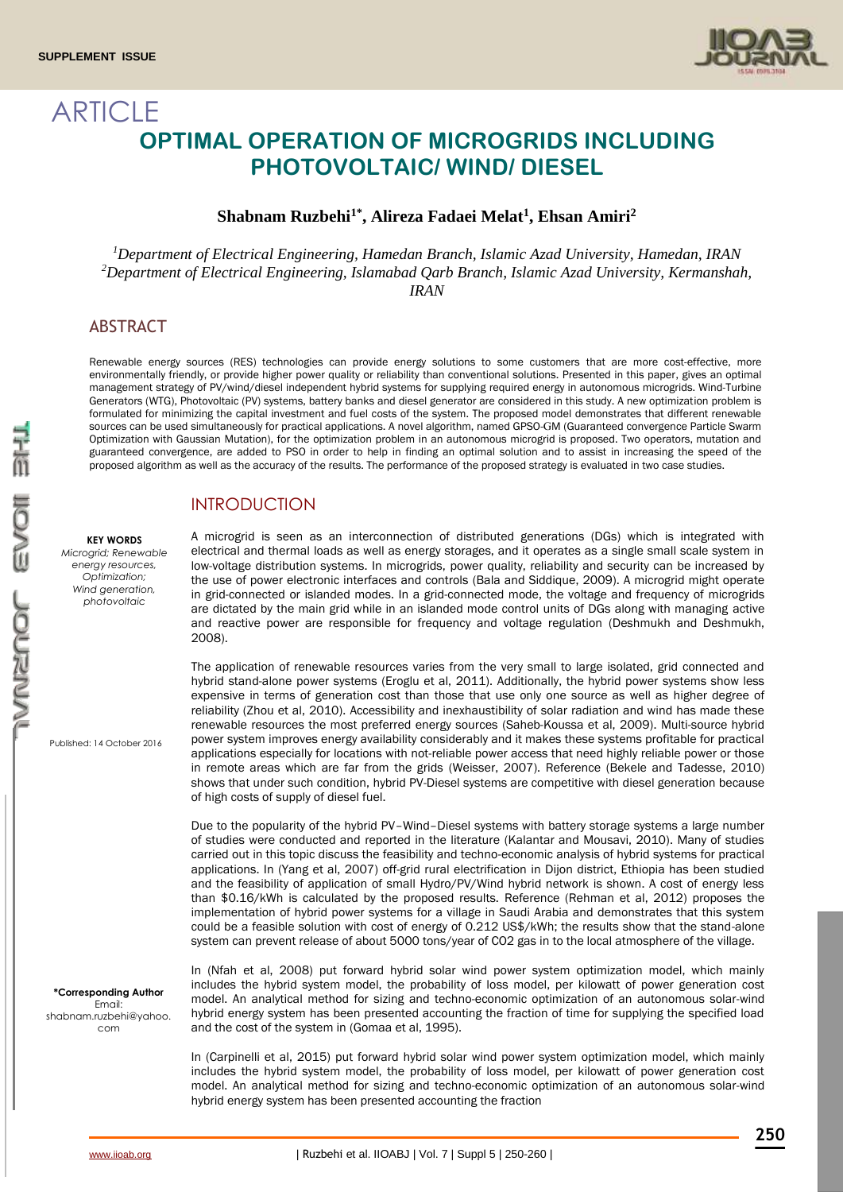SUPPLEMENT ISSUE

ARTICLE

# OPTIMAL OPERATION OF MICROGRIDS INCLUDING PHOTOVOLTAIC/ WIND/ DIESEL

**Shabnam Ruzbehi[1*], Alireza Fadaei Melat[1], Ehsan Amiri[2]**

*[1]Department of Electrical Engineering, Hamedan Branch, Islamic Azad University, Hamedan, IRAN*
*[2]Department of Electrical Engineering, Islamabad Qarb Branch, Islamic Azad University, Kermanshah, IRAN*

## ABSTRACT

Renewable energy sources (RES) technologies can provide energy solutions to some customers that are more cost-effective, more environmentally friendly, or provide higher power quality or reliability than conventional solutions. Presented in this paper, gives an optimal management strategy of PV/wind/diesel independent hybrid systems for supplying required energy in autonomous microgrids. Wind-Turbine Generators (WTG), Photovoltaic (PV) systems, battery banks and diesel generator are considered in this study. A new optimization problem is formulated for minimizing the capital investment and fuel costs of the system. The proposed model demonstrates that different renewable sources can be used simultaneously for practical applications. A novel algorithm, named GPSO-GM (Guaranteed convergence Particle Swarm Optimization with Gaussian Mutation), for the optimization problem in an autonomous microgrid is proposed. Two operators, mutation and guaranteed convergence, are added to PSO in order to help in finding an optimal solution and to assist in increasing the speed of the proposed algorithm as well as the accuracy of the results. The performance of the proposed strategy is evaluated in two case studies.

**KEY WORDS**
*Microgrid; Renewable energy resources, Optimization; Wind generation, photovoltaic*

Published: 14 October 2016

**\*Corresponding Author**
Email: shabnam.ruzbehi@yahoo.com

## INTRODUCTION

A microgrid is seen as an interconnection of distributed generations (DGs) which is integrated with electrical and thermal loads as well as energy storages, and it operates as a single small scale system in low-voltage distribution systems. In microgrids, power quality, reliability and security can be increased by the use of power electronic interfaces and controls (Bala and Siddique, 2009). A microgrid might operate in grid-connected or islanded modes. In a grid-connected mode, the voltage and frequency of microgrids are dictated by the main grid while in an islanded mode control units of DGs along with managing active and reactive power are responsible for frequency and voltage regulation (Deshmukh and Deshmukh, 2008).

The application of renewable resources varies from the very small to large isolated, grid connected and hybrid stand-alone power systems (Eroglu et al, 2011). Additionally, the hybrid power systems show less expensive in terms of generation cost than those that use only one source as well as higher degree of reliability (Zhou et al, 2010). Accessibility and inexhaustibility of solar radiation and wind has made these renewable resources the most preferred energy sources (Saheb-Koussa et al, 2009). Multi-source hybrid power system improves energy availability considerably and it makes these systems profitable for practical applications especially for locations with not-reliable power access that need highly reliable power or those in remote areas which are far from the grids (Weisser, 2007). Reference (Bekele and Tadesse, 2010) shows that under such condition, hybrid PV-Diesel systems are competitive with diesel generation because of high costs of supply of diesel fuel.

Due to the popularity of the hybrid PV–Wind–Diesel systems with battery storage systems a large number of studies were conducted and reported in the literature (Kalantar and Mousavi, 2010). Many of studies carried out in this topic discuss the feasibility and techno-economic analysis of hybrid systems for practical applications. In (Yang et al, 2007) off-grid rural electrification in Dijon district, Ethiopia has been studied and the feasibility of application of small Hydro/PV/Wind hybrid network is shown. A cost of energy less than \$0.16/kWh is calculated by the proposed results. Reference (Rehman et al, 2012) proposes the implementation of hybrid power systems for a village in Saudi Arabia and demonstrates that this system could be a feasible solution with cost of energy of 0.212 US\$/kWh; the results show that the stand-alone system can prevent release of about 5000 tons/year of CO2 gas in to the local atmosphere of the village.

In (Nfah et al, 2008) put forward hybrid solar wind power system optimization model, which mainly includes the hybrid system model, the probability of loss model, per kilowatt of power generation cost model. An analytical method for sizing and techno-economic optimization of an autonomous solar-wind hybrid energy system has been presented accounting the fraction of time for supplying the specified load and the cost of the system in (Gomaa et al, 1995).

In (Carpinelli et al, 2015) put forward hybrid solar wind power system optimization model, which mainly includes the hybrid system model, the probability of loss model, per kilowatt of power generation cost model. An analytical method for sizing and techno-economic optimization of an autonomous solar-wind hybrid energy system has been presented accounting the fraction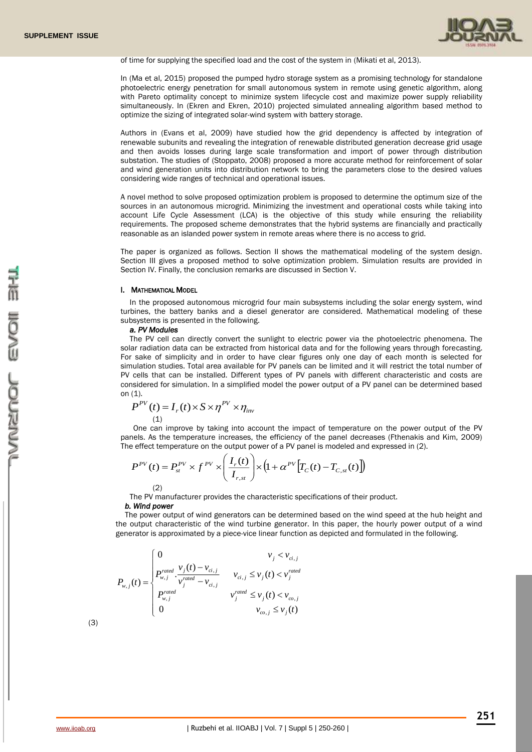of time for supplying the specified load and the cost of the system in (Mikati et al, 2013).

In (Ma et al, 2015) proposed the pumped hydro storage system as a promising technology for standalone photoelectric energy penetration for small autonomous system in remote using genetic algorithm, along with Pareto optimality concept to minimize system lifecycle cost and maximize power supply reliability simultaneously. In (Ekren and Ekren, 2010) projected simulated annealing algorithm based method to optimize the sizing of integrated solar-wind system with battery storage.

Authors in (Evans et al, 2009) have studied how the grid dependency is affected by integration of renewable subunits and revealing the integration of renewable distributed generation decrease grid usage and then avoids losses during large scale transformation and import of power through distribution substation. The studies of (Stoppato, 2008) proposed a more accurate method for reinforcement of solar and wind generation units into distribution network to bring the parameters close to the desired values considering wide ranges of technical and operational issues.

A novel method to solve proposed optimization problem is proposed to determine the optimum size of the sources in an autonomous microgrid. Minimizing the investment and operational costs while taking into account Life Cycle Assessment (LCA) is the objective of this study while ensuring the reliability requirements. The proposed scheme demonstrates that the hybrid systems are financially and practically reasonable as an islanded power system in remote areas where there is no access to grid.

The paper is organized as follows. Section II shows the mathematical modeling of the system design. Section III gives a proposed method to solve optimization problem. Simulation results are provided in Section IV. Finally, the conclusion remarks are discussed in Section V.

## I. MATHEMATICAL MODEL

In the proposed autonomous microgrid four main subsystems including the solar energy system, wind turbines, the battery banks and a diesel generator are considered. Mathematical modeling of these subsystems is presented in the following.

### *a. PV Modules*

The PV cell can directly convert the sunlight to electric power via the photoelectric phenomena. The solar radiation data can be extracted from historical data and for the following years through forecasting. For sake of simplicity and in order to have clear figures only one day of each month is selected for simulation studies. Total area available for PV panels can be limited and it will restrict the total number of PV cells that can be installed. Different types of PV panels with different characteristic and costs are considered for simulation. In a simplified model the power output of a PV panel can be determined based on (1).

$$P^{PV}(t) = I_r(t) \times S \times \eta^{PV} \times \eta_{inv} \tag{1}$$

One can improve by taking into account the impact of temperature on the power output of the PV panels. As the temperature increases, the efficiency of the panel decreases (Fthenakis and Kim, 2009) The effect temperature on the output power of a PV panel is modeled and expressed in (2).

$$P^{PV}(t) = P_{st}^{PV} \times f^{PV} \times \left(\frac{I_r(t)}{I_{r,st}}\right) \times \left(1 + \alpha^{PV}\left[T_C(t) - T_{C,st}(t)\right]\right) \tag{2}$$

The PV manufacturer provides the characteristic specifications of their product.

### *b. Wind power*

The power output of wind generators can be determined based on the wind speed at the hub height and the output characteristic of the wind turbine generator. In this paper, the hourly power output of a wind generator is approximated by a piece-vice linear function as depicted and formulated in the following.

$$P_{w,j}(t) = \begin{cases} 0 & v_j < v_{ci,j} \\ P_{w,j}^{rated} \cdot \dfrac{v_j(t) - v_{ci,j}}{v_j^{rated} - v_{ci,j}} & v_{ci,j} \le v_j(t) < v_j^{rated} \\ P_{w,j}^{rated} & v_j^{rated} \le v_j(t) < v_{co,j} \\ 0 & v_{co,j} \le v_j(t) \end{cases} \tag{3}$$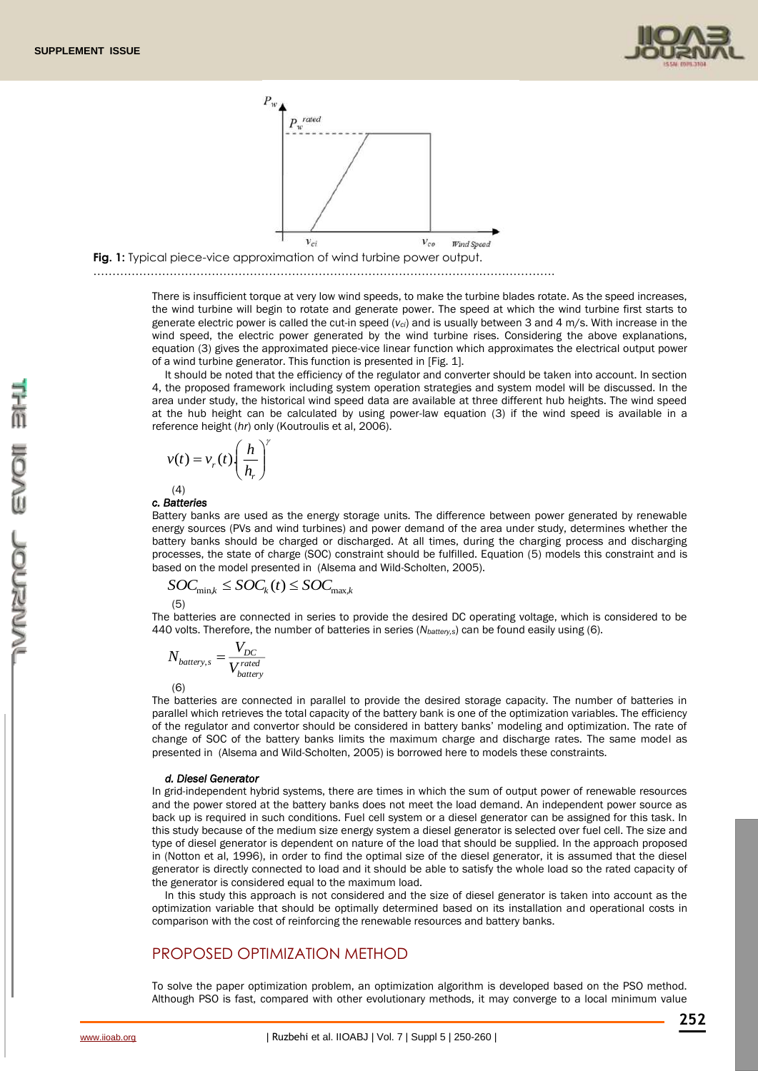**Fig. 1:** Typical piece-vice approximation of wind turbine power output.

There is insufficient torque at very low wind speeds, to make the turbine blades rotate. As the speed increases, the wind turbine will begin to rotate and generate power. The speed at which the wind turbine first starts to generate electric power is called the cut-in speed ($v_{ci}$) and is usually between 3 and 4 m/s. With increase in the wind speed, the electric power generated by the wind turbine rises. Considering the above explanations, equation (3) gives the approximated piece-vice linear function which approximates the electrical output power of a wind turbine generator. This function is presented in [Fig. 1].

It should be noted that the efficiency of the regulator and converter should be taken into account. In section 4, the proposed framework including system operation strategies and system model will be discussed. In the area under study, the historical wind speed data are available at three different hub heights. The wind speed at the hub height can be calculated by using power-law equation (3) if the wind speed is available in a reference height (*hr*) only (Koutroulis et al, 2006).

$$v(t) = v_r(t).\left(\frac{h}{h_r}\right)^{\gamma} \tag{4}$$

### c. Batteries

Battery banks are used as the energy storage units. The difference between power generated by renewable energy sources (PVs and wind turbines) and power demand of the area under study, determines whether the battery banks should be charged or discharged. At all times, during the charging process and discharging processes, the state of charge (SOC) constraint should be fulfilled. Equation (5) models this constraint and is based on the model presented in (Alsema and Wild-Scholten, 2005).

$$SOC_{\min,k} \leq SOC_k(t) \leq SOC_{\max,k} \tag{5}$$

The batteries are connected in series to provide the desired DC operating voltage, which is considered to be 440 volts. Therefore, the number of batteries in series ($N_{battery,s}$) can be found easily using (6).

$$N_{battery,s} = \frac{V_{DC}}{V_{battery}^{rated}} \tag{6}$$

The batteries are connected in parallel to provide the desired storage capacity. The number of batteries in parallel which retrieves the total capacity of the battery bank is one of the optimization variables. The efficiency of the regulator and convertor should be considered in battery banks' modeling and optimization. The rate of change of SOC of the battery banks limits the maximum charge and discharge rates. The same model as presented in (Alsema and Wild-Scholten, 2005) is borrowed here to models these constraints.

### d. Diesel Generator

In grid-independent hybrid systems, there are times in which the sum of output power of renewable resources and the power stored at the battery banks does not meet the load demand. An independent power source as back up is required in such conditions. Fuel cell system or a diesel generator can be assigned for this task. In this study because of the medium size energy system a diesel generator is selected over fuel cell. The size and type of diesel generator is dependent on nature of the load that should be supplied. In the approach proposed in (Notton et al, 1996), in order to find the optimal size of the diesel generator, it is assumed that the diesel generator is directly connected to load and it should be able to satisfy the whole load so the rated capacity of the generator is considered equal to the maximum load.

In this study this approach is not considered and the size of diesel generator is taken into account as the optimization variable that should be optimally determined based on its installation and operational costs in comparison with the cost of reinforcing the renewable resources and battery banks.

## PROPOSED OPTIMIZATION METHOD

To solve the paper optimization problem, an optimization algorithm is developed based on the PSO method. Although PSO is fast, compared with other evolutionary methods, it may converge to a local minimum value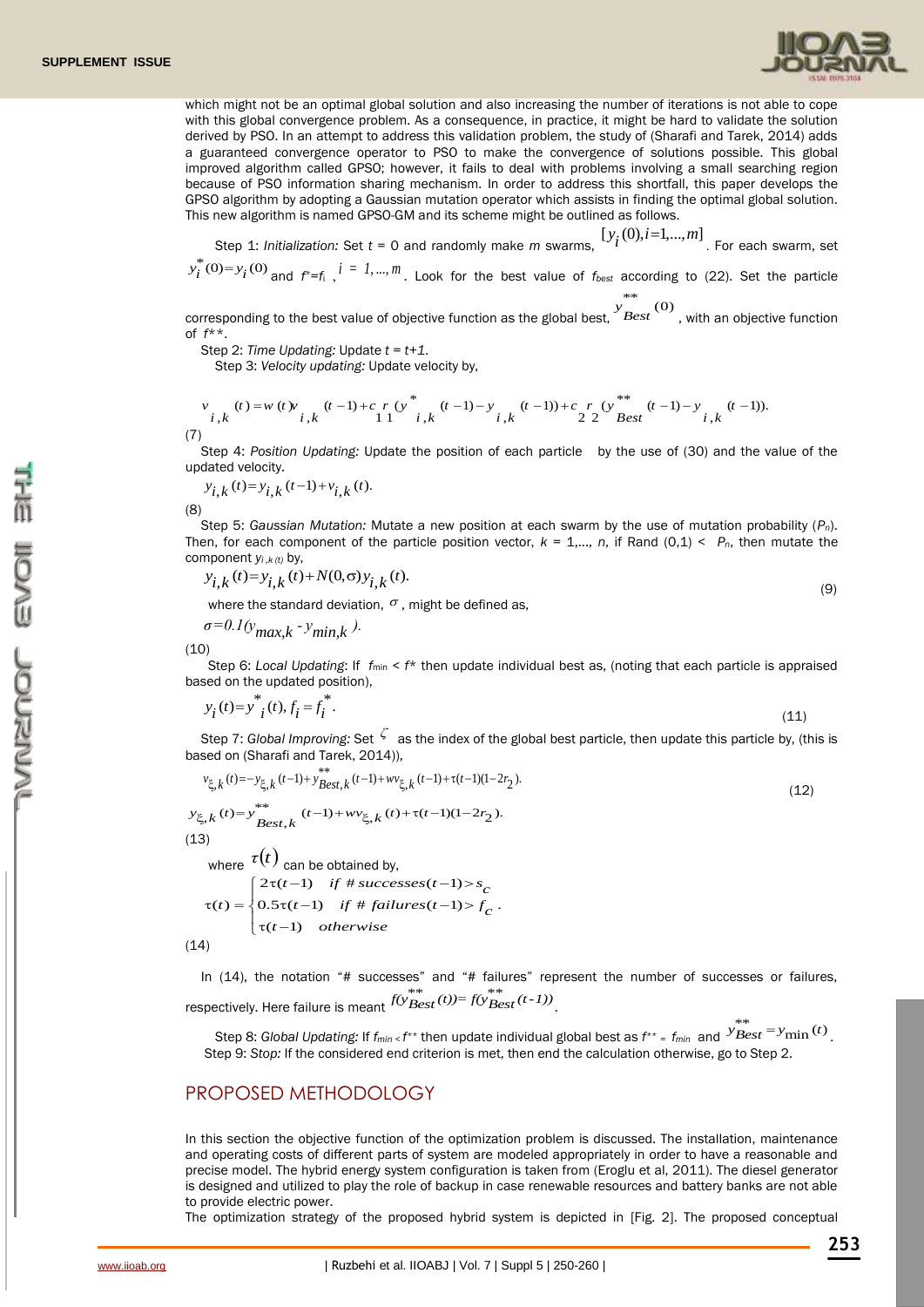which might not be an optimal global solution and also increasing the number of iterations is not able to cope with this global convergence problem. As a consequence, in practice, it might be hard to validate the solution derived by PSO. In an attempt to address this validation problem, the study of (Sharafi and Tarek, 2014) adds a guaranteed convergence operator to PSO to make the convergence of solutions possible. This global improved algorithm called GPSO; however, it fails to deal with problems involving a small searching region because of PSO information sharing mechanism. In order to address this shortfall, this paper develops the GPSO algorithm by adopting a Gaussian mutation operator which assists in finding the optimal global solution. This new algorithm is named GPSO-GM and its scheme might be outlined as follows.

Step 1: *Initialization:* Set $t$ = 0 and randomly make $m$ swarms, $[y_i(0), i=1,...,m]$. For each swarm, set $y_i^*(0)=y_i(0)$ and $f^*=f_i$ , $i = 1,...,m$. Look for the best value of $f_{best}$ according to (22). Set the particle corresponding to the best value of objective function as the global best, $y_{Best}^{**}(0)$, with an objective function of $f^{**}$.

Step 2: *Time Updating:* Update $t = t+1$.

Step 3: *Velocity updating:* Update velocity by,

$$v_{i,k}(t) = w(t)v_{i,k}(t-1) + c_1 r_1 (y_{i,k}^*(t-1) - y_{i,k}(t-1)) + c_2 r_2 (y_{Best}^{**}(t-1) - y_{i,k}(t-1)). \tag{7}$$

Step 4: *Position Updating:* Update the position of each particle by the use of (30) and the value of the updated velocity.

$$y_{i,k}(t)=y_{i,k}(t-1)+v_{i,k}(t). \tag{8}$$

Step 5: *Gaussian Mutation:* Mutate a new position at each swarm by the use of mutation probability ($P_n$). Then, for each component of the particle position vector, $k$ = 1,..., $n$, if Rand (0,1) < $P_n$, then mutate the component $y_{i,k(t)}$ by,

$$y_{i,k}(t)=y_{i,k}(t)+N(0,\sigma)y_{i,k}(t). \tag{9}$$

where the standard deviation, $\sigma$, might be defined as,

$$\sigma=0.1(y_{max,k} - y_{min,k}). \tag{10}$$

Step 6: *Local Updating*: If $f_{min} < f^*$ then update individual best as, (noting that each particle is appraised based on the updated position),

$$y_i(t)=y_i^*(t), f_i=f_i^*. \tag{11}$$

Step 7: *Global Improving:* Set $\zeta$ as the index of the global best particle, then update this particle by, (this is based on (Sharafi and Tarek, 2014)),

$$v_{\xi,k}(t)=-y_{\xi,k}(t-1)+y_{Best,k}^{**}(t-1)+wv_{\xi,k}(t-1)+\tau(t-1)(1-2r_2). \tag{12}$$

$$y_{\xi,k}(t)=y_{Best,k}^{**}(t-1)+wv_{\xi,k}(t)+\tau(t-1)(1-2r_2). \tag{13}$$

where $\tau(t)$ can be obtained by,

$$\tau(t)=\begin{cases} 2\tau(t-1) & if\ \#\,successes(t-1)>s_c \\ 0.5\tau(t-1) & if\ \#\,failures(t-1)>f_c \\ \tau(t-1) & otherwise \end{cases}. \tag{14}$$

In (14), the notation "# successes" and "# failures" represent the number of successes or failures, respectively. Here failure is meant $f(y_{Best}^{**}(t))= f(y_{Best}^{**}(t-1))$.

Step 8: *Global Updating:* If $f_{min} < f^{**}$ then update individual global best as $f^{**} = f_{min}$ and $y_{Best}^{**}=y_{\min}(t)$.

Step 9: *Stop:* If the considered end criterion is met, then end the calculation otherwise, go to Step 2.

## PROPOSED METHODOLOGY

In this section the objective function of the optimization problem is discussed. The installation, maintenance and operating costs of different parts of system are modeled appropriately in order to have a reasonable and precise model. The hybrid energy system configuration is taken from (Eroglu et al, 2011). The diesel generator is designed and utilized to play the role of backup in case renewable resources and battery banks are not able to provide electric power.

The optimization strategy of the proposed hybrid system is depicted in [Fig. 2]. The proposed conceptual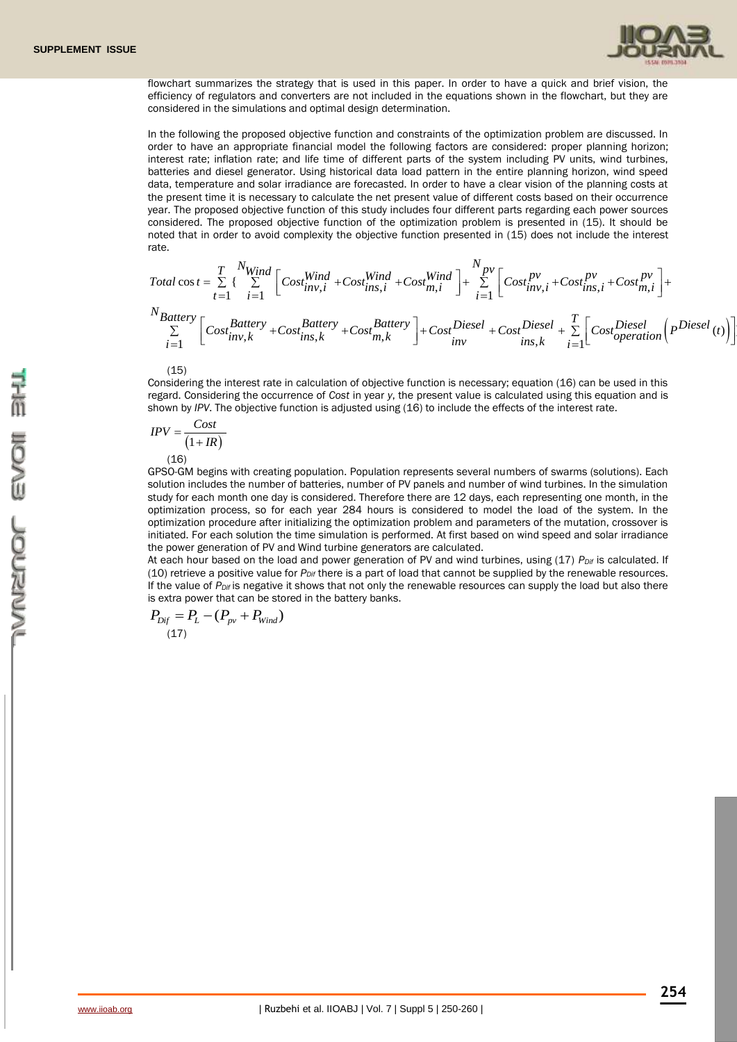flowchart summarizes the strategy that is used in this paper. In order to have a quick and brief vision, the efficiency of regulators and converters are not included in the equations shown in the flowchart, but they are considered in the simulations and optimal design determination.

In the following the proposed objective function and constraints of the optimization problem are discussed. In order to have an appropriate financial model the following factors are considered: proper planning horizon; interest rate; inflation rate; and life time of different parts of the system including PV units, wind turbines, batteries and diesel generator. Using historical data load pattern in the entire planning horizon, wind speed data, temperature and solar irradiance are forecasted. In order to have a clear vision of the planning costs at the present time it is necessary to calculate the net present value of different costs based on their occurrence year. The proposed objective function of this study includes four different parts regarding each power sources considered. The proposed objective function of the optimization problem is presented in (15). It should be noted that in order to avoid complexity the objective function presented in (15) does not include the interest rate.

$$Total\ cost = \sum_{t=1}^{T} \{ \sum_{i=1}^{N_{Wind}} \left[ Cost_{inv,i}^{Wind} + Cost_{ins,i}^{Wind} + Cost_{m,i}^{Wind} \right] + \sum_{i=1}^{N_{pv}} \left[ Cost_{inv,i}^{pv} + Cost_{ins,i}^{pv} + Cost_{m,i}^{pv} \right] +$$
$$\sum_{i=1}^{N_{Battery}} \left[ Cost_{inv,k}^{Battery} + Cost_{ins,k}^{Battery} + Cost_{m,k}^{Battery} \right] + Cost_{inv}^{Diesel} + Cost_{ins,k}^{Diesel} + \sum_{i=1}^{T} \left[ Cost_{operation}^{Diesel} \left( P^{Diesel}(t) \right) \right]$$

(15)

Considering the interest rate in calculation of objective function is necessary; equation (16) can be used in this regard. Considering the occurrence of *Cost* in year *y*, the present value is calculated using this equation and is shown by *IPV*. The objective function is adjusted using (16) to include the effects of the interest rate.

$$IPV = \frac{Cost}{(1+IR)}$$

(16)

GPSO-GM begins with creating population. Population represents several numbers of swarms (solutions). Each solution includes the number of batteries, number of PV panels and number of wind turbines. In the simulation study for each month one day is considered. Therefore there are 12 days, each representing one month, in the optimization process, so for each year 284 hours is considered to model the load of the system. In the optimization procedure after initializing the optimization problem and parameters of the mutation, crossover is initiated. For each solution the time simulation is performed. At first based on wind speed and solar irradiance the power generation of PV and Wind turbine generators are calculated.

At each hour based on the load and power generation of PV and wind turbines, using (17) $P_{Dif}$ is calculated. If (10) retrieve a positive value for $P_{Dif}$ there is a part of load that cannot be supplied by the renewable resources. If the value of $P_{Dif}$ is negative it shows that not only the renewable resources can supply the load but also there is extra power that can be stored in the battery banks.

$$P_{Dif} = P_L - (P_{pv} + P_{Wind})$$

(17)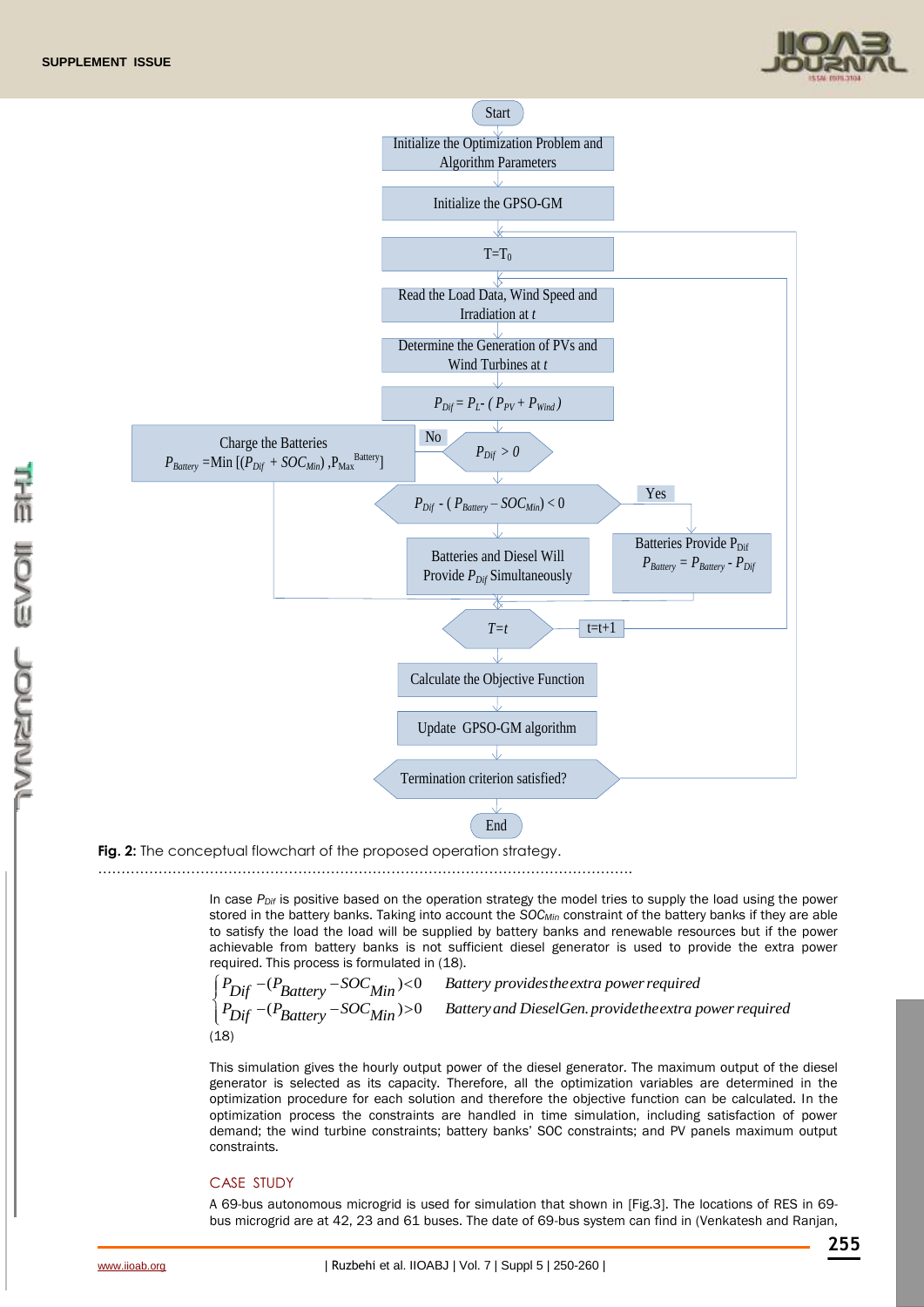Fig. 2: The conceptual flowchart of the proposed operation strategy.

In case $P_{Dif}$ is positive based on the operation strategy the model tries to supply the load using the power stored in the battery banks. Taking into account the $SOC_{Min}$ constraint of the battery banks if they are able to satisfy the load the load will be supplied by battery banks and renewable resources but if the power achievable from battery banks is not sufficient diesel generator is used to provide the extra power required. This process is formulated in (18).

$$\begin{cases} P_{Dif} - (P_{Battery} - SOC_{Min}) < 0 & \text{Battery provides the extra power required} \\ P_{Dif} - (P_{Battery} - SOC_{Min}) > 0 & \text{Battery and DieselGen. provide the extra power required} \end{cases}$$

(18)

This simulation gives the hourly output power of the diesel generator. The maximum output of the diesel generator is selected as its capacity. Therefore, all the optimization variables are determined in the optimization procedure for each solution and therefore the objective function can be calculated. In the optimization process the constraints are handled in time simulation, including satisfaction of power demand; the wind turbine constraints; battery banks' SOC constraints; and PV panels maximum output constraints.

## CASE STUDY

A 69-bus autonomous microgrid is used for simulation that shown in [Fig.3]. The locations of RES in 69-bus microgrid are at 42, 23 and 61 buses. The date of 69-bus system can find in (Venkatesh and Ranjan,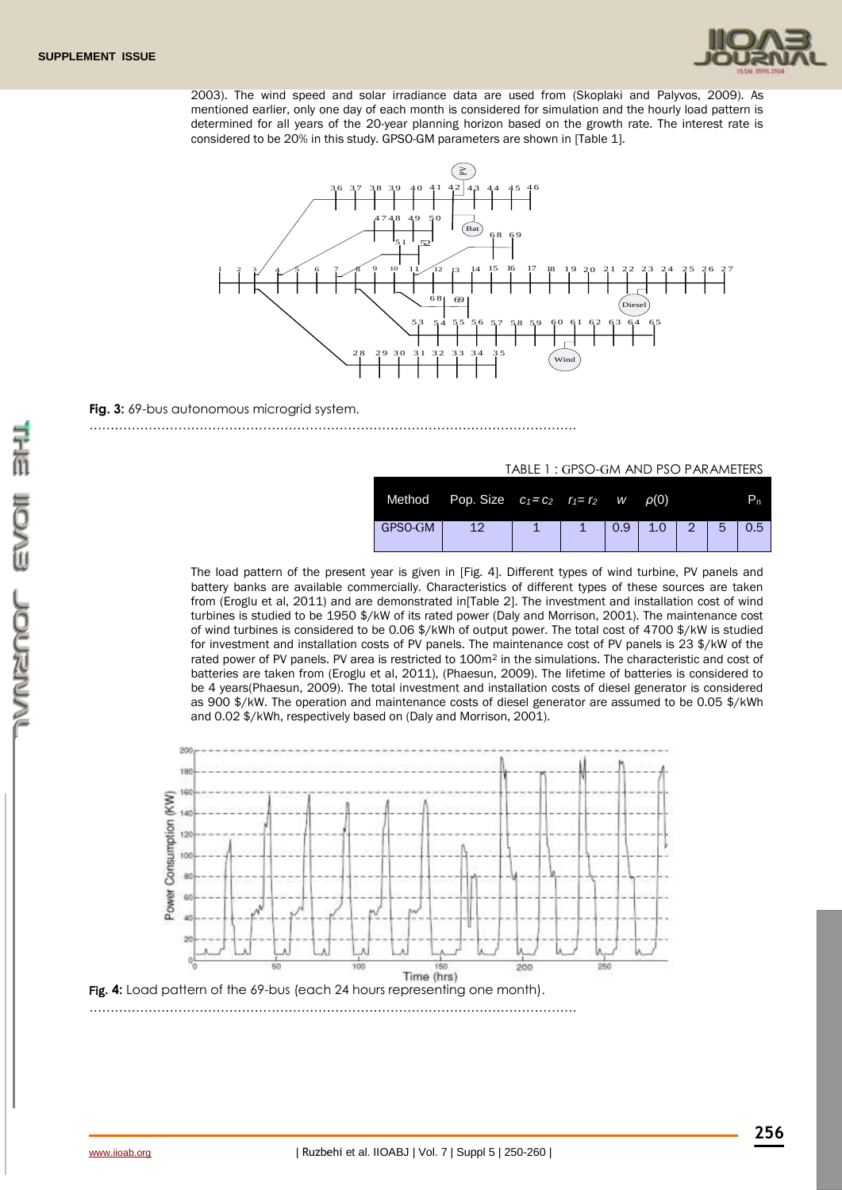2003). The wind speed and solar irradiance data are used from (Skoplaki and Palyvos, 2009). As mentioned earlier, only one day of each month is considered for simulation and the hourly load pattern is determined for all years of the 20-year planning horizon based on the growth rate. The interest rate is considered to be 20% in this study. GPSO-GM parameters are shown in [Table 1].

**Fig. 3:** 69-bus autonomous microgrid system.

TABLE 1 : GPSO-GM AND PSO PARAMETERS

| Method | Pop. Size | $c_1 = c_2$ | $r_1 = r_2$ | $w$ | $\rho(0)$ | | | $P_n$ |
|---|---|---|---|---|---|---|---|---|
| GPSO-GM | 12 | 1 | 1 | 0.9 | 1.0 | 2 | 5 | 0.5 |

The load pattern of the present year is given in [Fig. 4]. Different types of wind turbine, PV panels and battery banks are available commercially. Characteristics of different types of these sources are taken from (Eroglu et al, 2011) and are demonstrated in[Table 2]. The investment and installation cost of wind turbines is studied to be 1950 $/kW of its rated power (Daly and Morrison, 2001). The maintenance cost of wind turbines is considered to be 0.06 $/kWh of output power. The total cost of 4700 $/kW is studied for investment and installation costs of PV panels. The maintenance cost of PV panels is 23 $/kW of the rated power of PV panels. PV area is restricted to 100m$^2$ in the simulations. The characteristic and cost of batteries are taken from (Eroglu et al, 2011), (Phaesun, 2009). The lifetime of batteries is considered to be 4 years(Phaesun, 2009). The total investment and installation costs of diesel generator is considered as 900 $/kW. The operation and maintenance costs of diesel generator are assumed to be 0.05 $/kWh and 0.02 $/kWh, respectively based on (Daly and Morrison, 2001).

**Fig. 4:** Load pattern of the 69-bus (each 24 hours representing one month).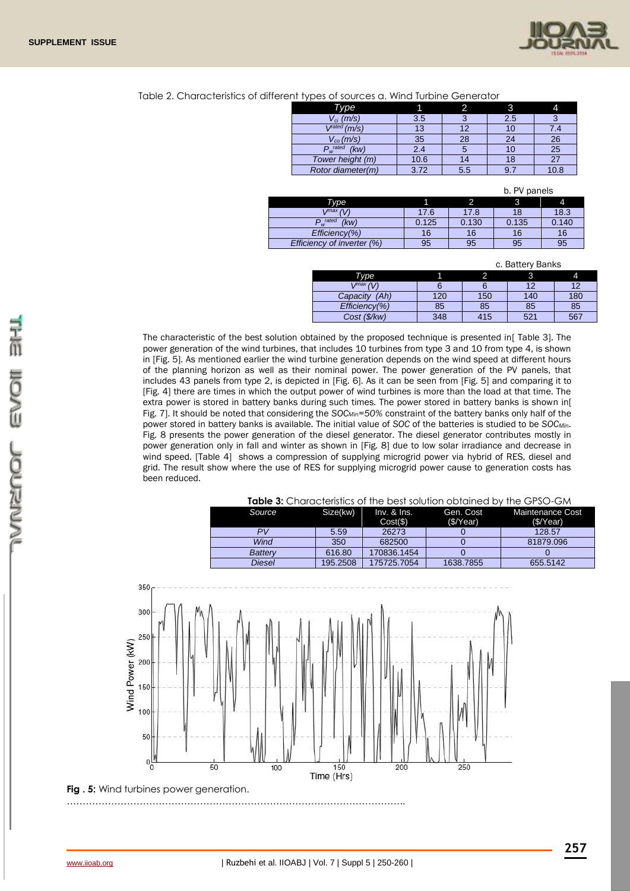Table 2. Characteristics of different types of sources a. Wind Turbine Generator

| Type | 1 | 2 | 3 | 4 |
|---|---|---|---|---|
| $V_{ci}$ (m/s) | 3.5 | 3 | 2.5 | 3 |
| $V^{rated}$ (m/s) | 13 | 12 | 10 | 7.4 |
| $V_{co}$ (m/s) | 35 | 28 | 24 | 26 |
| $P_w^{rated}$ (kw) | 2.4 | 5 | 10 | 25 |
| Tower height (m) | 10.6 | 14 | 18 | 27 |
| Rotor diameter(m) | 3.72 | 5.5 | 9.7 | 10.8 |

b. PV panels

| Type | 1 | 2 | 3 | 4 |
|---|---|---|---|---|
| $V^{max}$ (V) | 17.6 | 17.8 | 18 | 18.3 |
| $P_w^{rated}$ (kw) | 0.125 | 0.130 | 0.135 | 0.140 |
| Efficiency(%) | 16 | 16 | 16 | 16 |
| Efficiency of inverter (%) | 95 | 95 | 95 | 95 |

c. Battery Banks

| Type | 1 | 2 | 3 | 4 |
|---|---|---|---|---|
| $V^{max}$ (V) | 6 | 6 | 12 | 12 |
| Capacity (Ah) | 120 | 150 | 140 | 180 |
| Efficiency(%) | 85 | 85 | 85 | 85 |
| Cost ($/kw) | 348 | 415 | 521 | 567 |

The characteristic of the best solution obtained by the proposed technique is presented in[ Table 3]. The power generation of the wind turbines, that includes 10 turbines from type 3 and 10 from type 4, is shown in [Fig. 5]. As mentioned earlier the wind turbine generation depends on the wind speed at different hours of the planning horizon as well as their nominal power. The power generation of the PV panels, that includes 43 panels from type 2, is depicted in [Fig. 6]. As it can be seen from [Fig. 5] and comparing it to [Fig. 4] there are times in which the output power of wind turbines is more than the load at that time. The extra power is stored in battery banks during such times. The power stored in battery banks is shown in[ Fig. 7]. It should be noted that considering the $SOC_{Min}=50\%$ constraint of the battery banks only half of the power stored in battery banks is available. The initial value of $SOC$ of the batteries is studied to be $SOC_{Min}$. Fig. 8 presents the power generation of the diesel generator. The diesel generator contributes mostly in power generation only in fall and winter as shown in [Fig. 8] due to low solar irradiance and decrease in wind speed. [Table 4] shows a compression of supplying microgrid power via hybrid of RES, diesel and grid. The result show where the use of RES for supplying microgrid power cause to generation costs has been reduced.

**Table 3:** Characteristics of the best solution obtained by the GPSO-GM

| Source | Size(kw) | Inv. & Ins. Cost($) | Gen. Cost ($/Year) | Maintenance Cost ($/Year) |
|---|---|---|---|---|
| PV | 5.59 | 26273 | 0 | 128.57 |
| Wind | 350 | 682500 | 0 | 81879.096 |
| Battery | 616.80 | 170836.1454 | 0 | 0 |
| Diesel | 195.2508 | 175725.7054 | 1638.7855 | 655.5142 |

**Fig . 5:** Wind turbines power generation.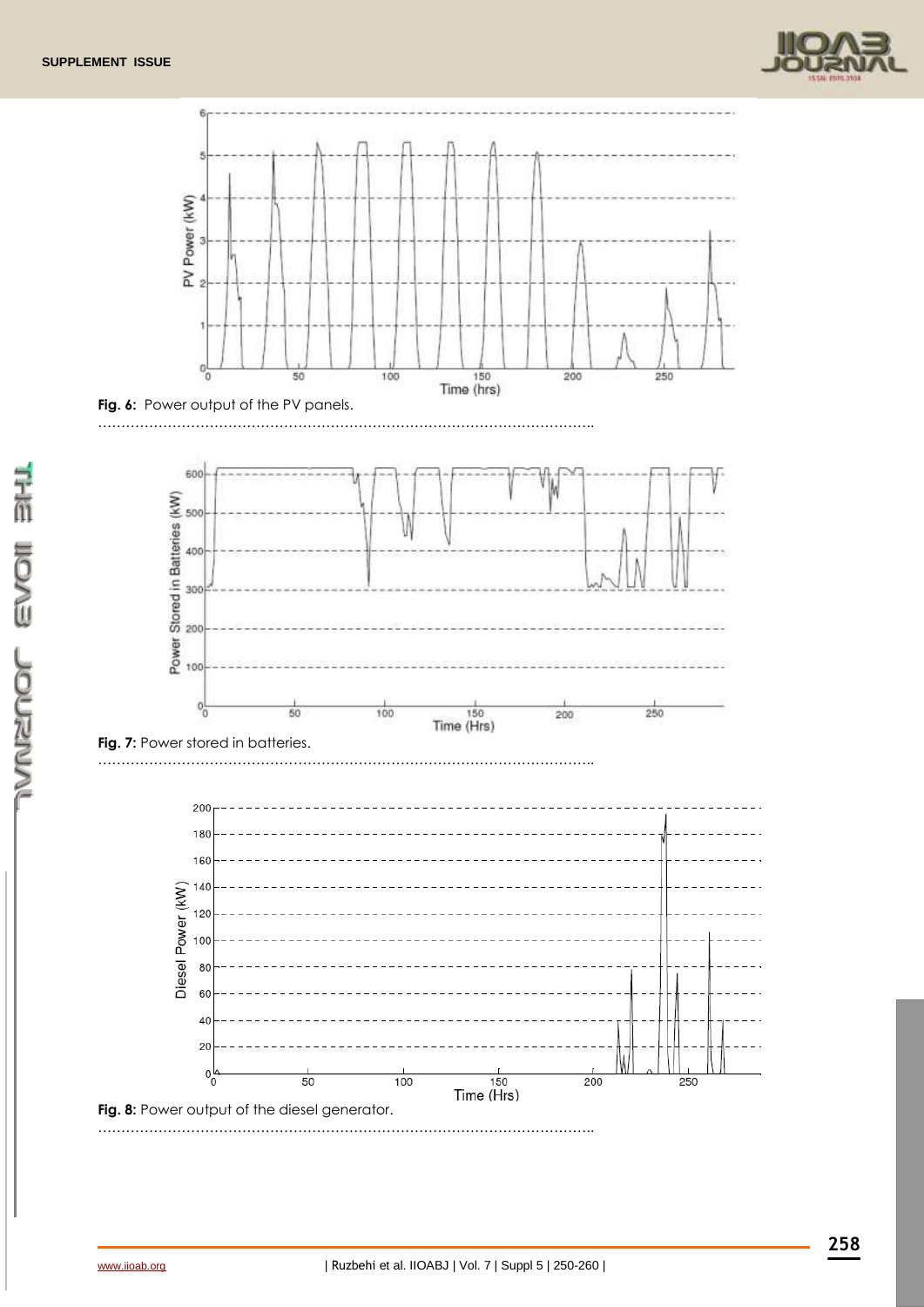**Fig. 6:** Power output of the PV panels.

**Fig. 7:** Power stored in batteries.

**Fig. 8:** Power output of the diesel generator.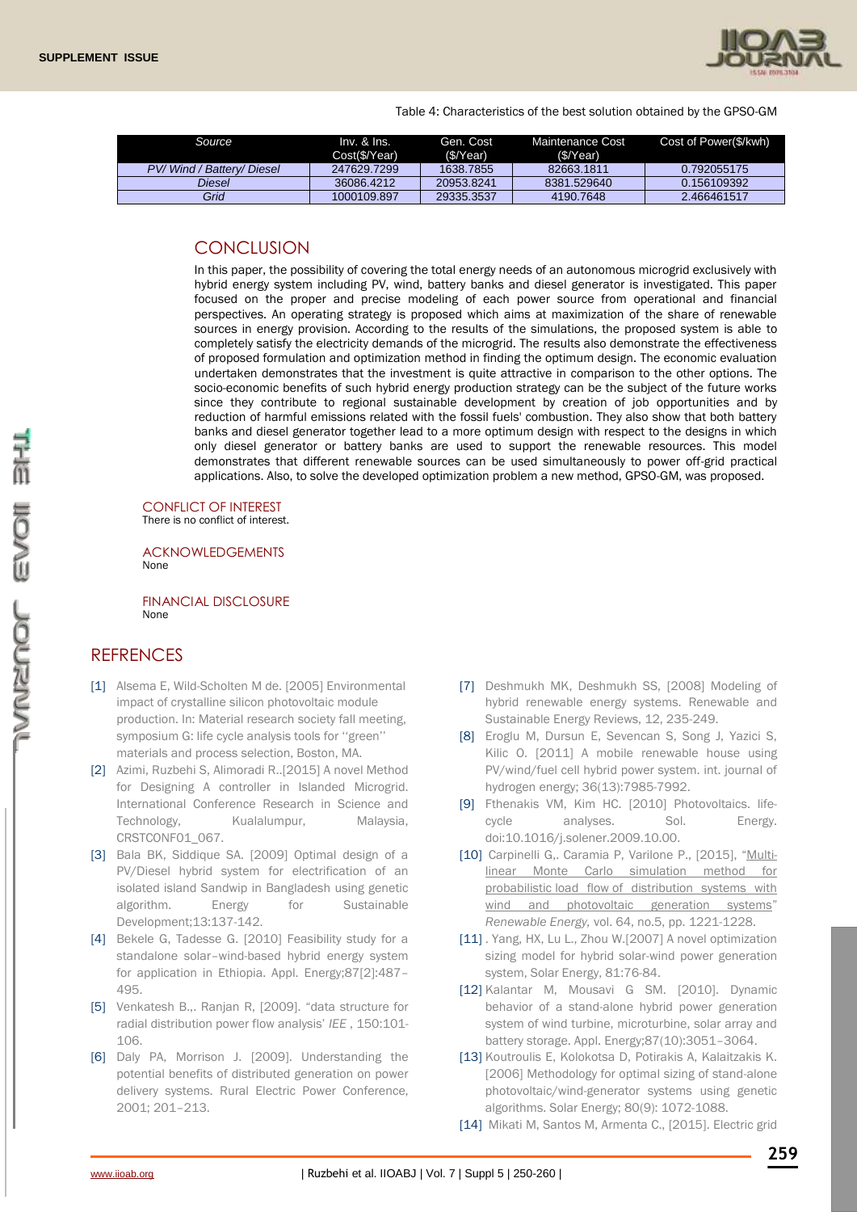Table 4: Characteristics of the best solution obtained by the GPSO-GM

| Source | Inv. & Ins. Cost($/Year) | Gen. Cost ($/Year) | Maintenance Cost ($/Year) | Cost of Power($/kwh) |
|---|---|---|---|---|
| PV/ Wind / Battery/ Diesel | 247629.7299 | 1638.7855 | 82663.1811 | 0.792055175 |
| Diesel | 36086.4212 | 20953.8241 | 8381.529640 | 0.156109392 |
| Grid | 1000109.897 | 29335.3537 | 4190.7648 | 2.466461517 |

## CONCLUSION

In this paper, the possibility of covering the total energy needs of an autonomous microgrid exclusively with hybrid energy system including PV, wind, battery banks and diesel generator is investigated. This paper focused on the proper and precise modeling of each power source from operational and financial perspectives. An operating strategy is proposed which aims at maximization of the share of renewable sources in energy provision. According to the results of the simulations, the proposed system is able to completely satisfy the electricity demands of the microgrid. The results also demonstrate the effectiveness of proposed formulation and optimization method in finding the optimum design. The economic evaluation undertaken demonstrates that the investment is quite attractive in comparison to the other options. The socio-economic benefits of such hybrid energy production strategy can be the subject of the future works since they contribute to regional sustainable development by creation of job opportunities and by reduction of harmful emissions related with the fossil fuels' combustion. They also show that both battery banks and diesel generator together lead to a more optimum design with respect to the designs in which only diesel generator or battery banks are used to support the renewable resources. This model demonstrates that different renewable sources can be used simultaneously to power off-grid practical applications. Also, to solve the developed optimization problem a new method, GPSO-GM, was proposed.

### CONFLICT OF INTEREST

There is no conflict of interest.

### ACKNOWLEDGEMENTS

None

### FINANCIAL DISCLOSURE

None

## REFRENCES

[1] Alsema E, Wild-Scholten M de. [2005] Environmental impact of crystalline silicon photovoltaic module production. In: Material research society fall meeting, symposium G: life cycle analysis tools for ''green'' materials and process selection, Boston, MA.

[2] Azimi, Ruzbehi S, Alimoradi R..[2015] A novel Method for Designing A controller in Islanded Microgrid. International Conference Research in Science and Technology, Kualalumpur, Malaysia, CRSTCONF01_067.

[3] Bala BK, Siddique SA. [2009] Optimal design of a PV/Diesel hybrid system for electrification of an isolated island Sandwip in Bangladesh using genetic algorithm. Energy for Sustainable Development;13:137-142.

[4] Bekele G, Tadesse G. [2010] Feasibility study for a standalone solar–wind-based hybrid energy system for application in Ethiopia. Appl. Energy;87[2]:487–495.

[5] Venkatesh B.,. Ranjan R, [2009]. "data structure for radial distribution power flow analysis' *IEE* , 150:101-106.

[6] Daly PA, Morrison J. [2009]. Understanding the potential benefits of distributed generation on power delivery systems. Rural Electric Power Conference, 2001; 201–213.

[7] Deshmukh MK, Deshmukh SS, [2008] Modeling of hybrid renewable energy systems. Renewable and Sustainable Energy Reviews, 12, 235-249.

[8] Eroglu M, Dursun E, Sevencan S, Song J, Yazici S, Kilic O. [2011] A mobile renewable house using PV/wind/fuel cell hybrid power system. int. journal of hydrogen energy; 36(13):7985-7992.

[9] Fthenakis VM, Kim HC. [2010] Photovoltaics. life-cycle analyses. Sol. Energy. doi:10.1016/j.solener.2009.10.00.

[10] Carpinelli G,. Caramia P, Varilone P., [2015], "Multi-linear Monte Carlo simulation method for probabilistic load flow of distribution systems with wind and photovoltaic generation systems" *Renewable Energy,* vol. 64, no.5, pp. 1221-1228.

[11] . Yang, HX, Lu L., Zhou W.[2007] A novel optimization sizing model for hybrid solar-wind power generation system, Solar Energy, 81:76-84.

[12] Kalantar M, Mousavi G SM. [2010]. Dynamic behavior of a stand-alone hybrid power generation system of wind turbine, microturbine, solar array and battery storage. Appl. Energy;87(10):3051–3064.

[13] Koutroulis E, Kolokotsa D, Potirakis A, Kalaitzakis K. [2006] Methodology for optimal sizing of stand-alone photovoltaic/wind-generator systems using genetic algorithms. Solar Energy; 80(9): 1072-1088.

[14] Mikati M, Santos M, Armenta C., [2015]. Electric grid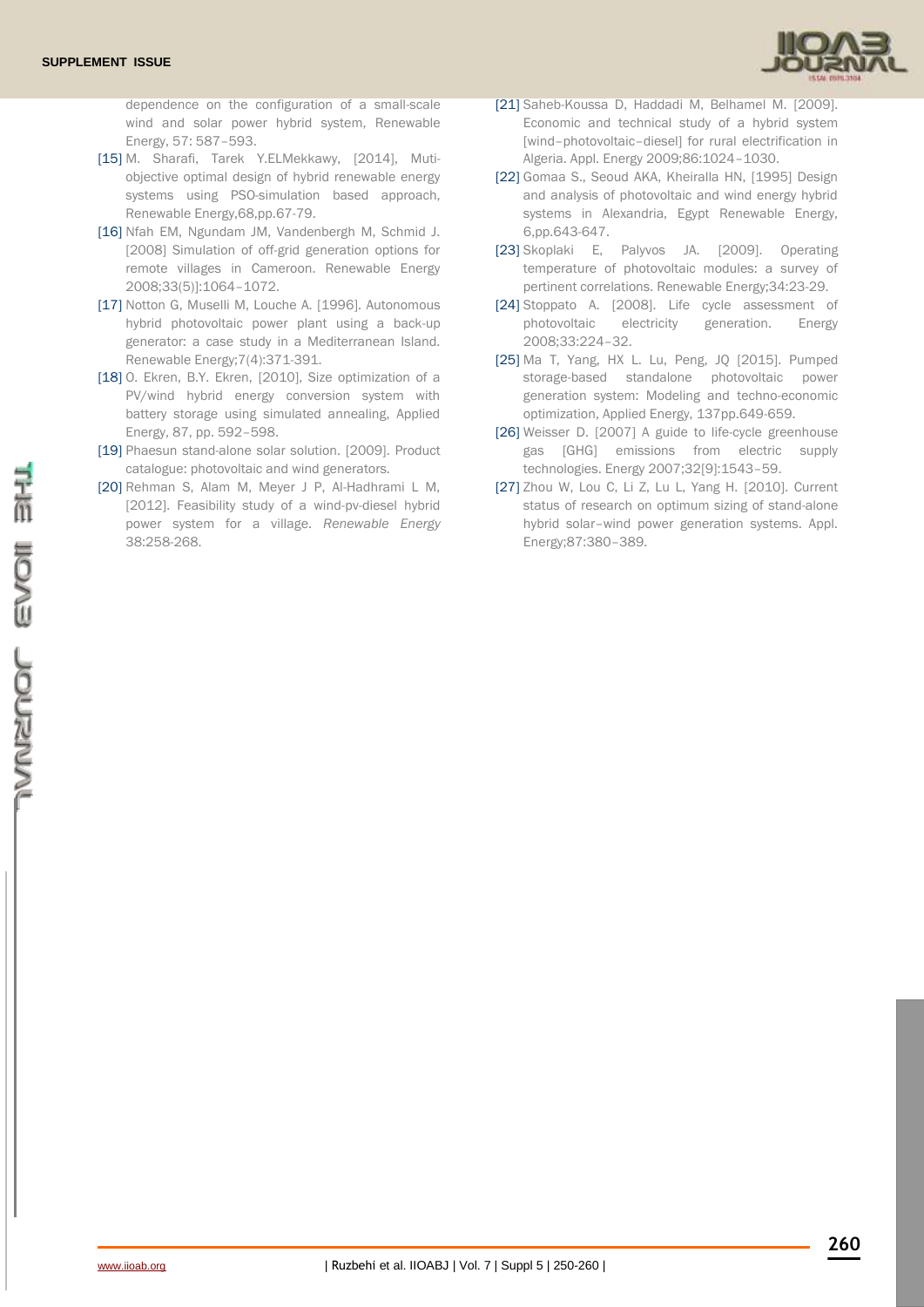dependence on the configuration of a small-scale wind and solar power hybrid system, Renewable Energy, 57: 587–593.

[15] M. Sharafi, Tarek Y.ELMekkawy, [2014], Muti-objective optimal design of hybrid renewable energy systems using PSO-simulation based approach, Renewable Energy,68,pp.67-79.

[16] Nfah EM, Ngundam JM, Vandenbergh M, Schmid J. [2008] Simulation of off-grid generation options for remote villages in Cameroon. Renewable Energy 2008;33(5)]:1064–1072.

[17] Notton G, Muselli M, Louche A. [1996]. Autonomous hybrid photovoltaic power plant using a back-up generator: a case study in a Mediterranean Island. Renewable Energy;7(4):371-391.

[18] O. Ekren, B.Y. Ekren, [2010], Size optimization of a PV/wind hybrid energy conversion system with battery storage using simulated annealing, Applied Energy, 87, pp. 592–598.

[19] Phaesun stand-alone solar solution. [2009]. Product catalogue: photovoltaic and wind generators.

[20] Rehman S, Alam M, Meyer J P, Al-Hadhrami L M, [2012]. Feasibility study of a wind-pv-diesel hybrid power system for a village. *Renewable Energy* 38:258-268.

[21] Saheb-Koussa D, Haddadi M, Belhamel M. [2009]. Economic and technical study of a hybrid system [wind–photovoltaic–diesel] for rural electrification in Algeria. Appl. Energy 2009;86:1024–1030.

[22] Gomaa S., Seoud AKA, Kheiralla HN, [1995] Design and analysis of photovoltaic and wind energy hybrid systems in Alexandria, Egypt Renewable Energy, 6,pp.643-647.

[23] Skoplaki E, Palyvos JA. [2009]. Operating temperature of photovoltaic modules: a survey of pertinent correlations. Renewable Energy;34:23-29.

[24] Stoppato A. [2008]. Life cycle assessment of photovoltaic electricity generation. Energy 2008;33:224–32.

[25] Ma T, Yang, HX L. Lu, Peng, JQ [2015]. Pumped storage-based standalone photovoltaic power generation system: Modeling and techno-economic optimization, Applied Energy, 137pp.649-659.

[26] Weisser D. [2007] A guide to life-cycle greenhouse gas [GHG] emissions from electric supply technologies. Energy 2007;32[9]:1543–59.

[27] Zhou W, Lou C, Li Z, Lu L, Yang H. [2010]. Current status of research on optimum sizing of stand-alone hybrid solar–wind power generation systems. Appl. Energy;87:380–389.